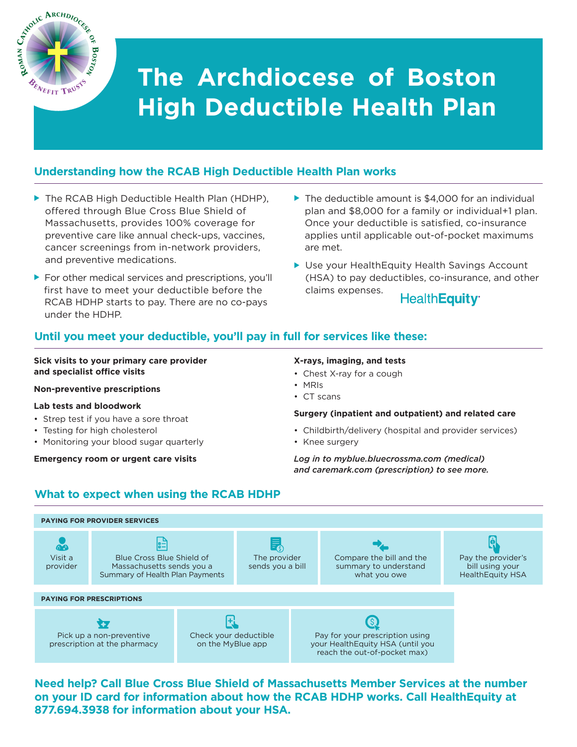# The Archdiocese of Boston High Deductible Health Plan

## Understanding how the RCAB High Deductible Health Plan works

- The RCAB High Deductible Health Plan (HDHP), offered through Blue Cross Blue Shield of Massachusetts, provides 100% coverage for preventive care like annual check-ups, vaccines, cancer screenings from in-network providers, and preventive medications.
- For other medical services and prescriptions, you'll first have to meet your deductible before the RCAB HDHP starts to pay. There are no co-pays under the HDHP.
- The deductible amount is $4,000 for an individual plan and $8,000 for a family or individual+1 plan. Once your deductible is satisfied, co-insurance applies until applicable out-of-pocket maximums are met.
- Use your HealthEquity Health Savings Account (HSA) to pay deductibles, co-insurance, and other claims expenses.

HealthEquity

## Until you meet your deductible, you'll pay in full for services like these:

**Sick visits to your primary care provider and specialist office visits**

**Non-preventive prescriptions**

**Lab tests and bloodwork**

- Strep test if you have a sore throat
- Testing for high cholesterol
- Monitoring your blood sugar quarterly

**Emergency room or urgent care visits**

**X-rays, imaging, and tests**

- Chest X-ray for a cough
- MRIs
- CT scans

**Surgery (inpatient and outpatient) and related care**

- Childbirth/delivery (hospital and provider services)
- Knee surgery

*Log in to myblue.bluecrossma.com (medical) and caremark.com (prescription) to see more.*

## What to expect when using the RCAB HDHP

**PAYING FOR PROVIDER SERVICES**

1. Visit a provider
2. Blue Cross Blue Shield of Massachusetts sends you a Summary of Health Plan Payments
3. The provider sends you a bill
4. Compare the bill and the summary to understand what you owe
5. Pay the provider's bill using your HealthEquity HSA

**PAYING FOR PRESCRIPTIONS**

1. Pick up a non-preventive prescription at the pharmacy
2. Check your deductible on the MyBlue app
3. Pay for your prescription using your HealthEquity HSA (until you reach the out-of-pocket max)

**Need help? Call Blue Cross Blue Shield of Massachusetts Member Services at the number on your ID card for information about how the RCAB HDHP works. Call HealthEquity at 877.694.3938 for information about your HSA.**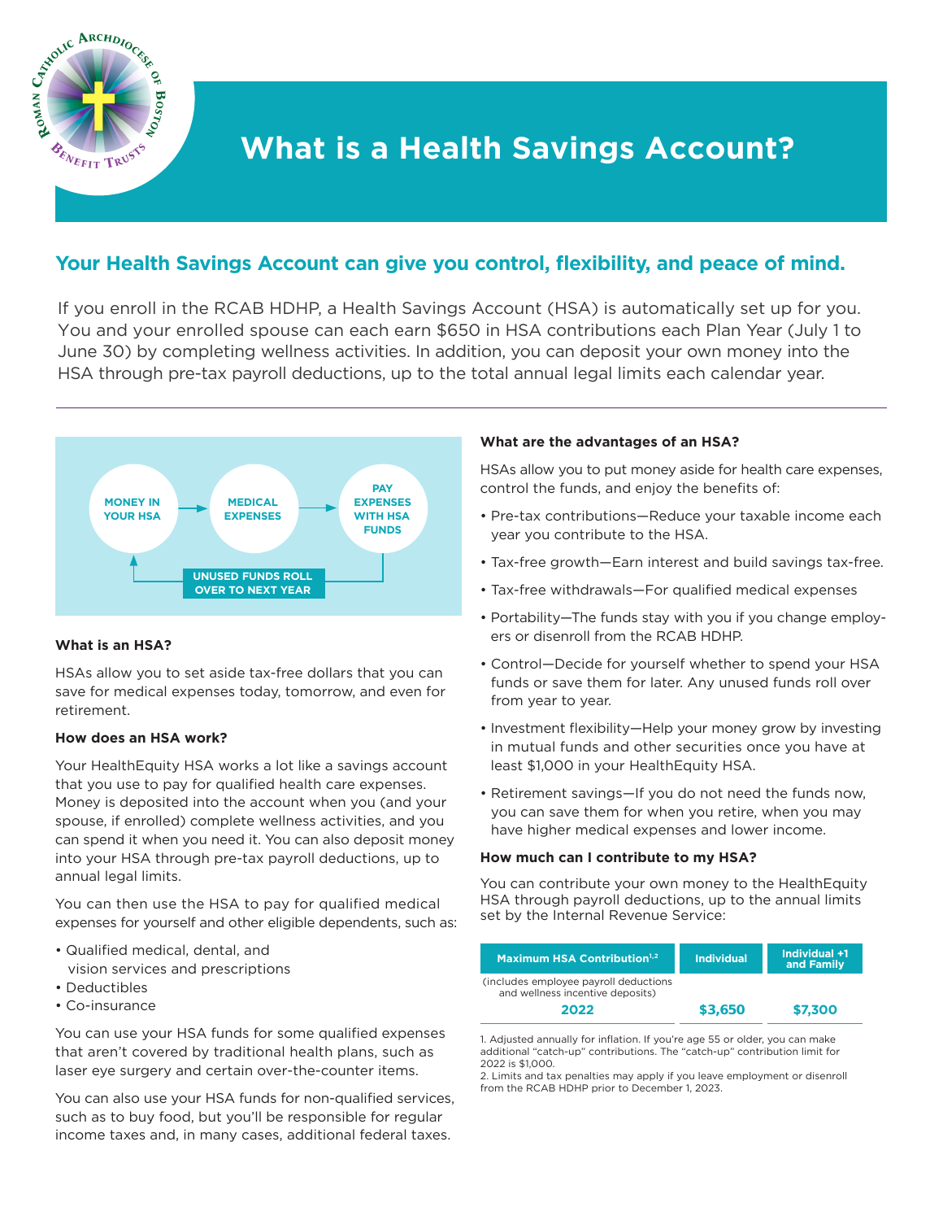# What is a Health Savings Account?

## Your Health Savings Account can give you control, flexibility, and peace of mind.

If you enroll in the RCAB HDHP, a Health Savings Account (HSA) is automatically set up for you. You and your enrolled spouse can each earn $650 in HSA contributions each Plan Year (July 1 to June 30) by completing wellness activities. In addition, you can deposit your own money into the HSA through pre-tax payroll deductions, up to the total annual legal limits each calendar year.

MONEY IN YOUR HSA
MEDICAL EXPENSES
PAY EXPENSES WITH HSA FUNDS
UNUSED FUNDS ROLL OVER TO NEXT YEAR

### What is an HSA?

HSAs allow you to set aside tax-free dollars that you can save for medical expenses today, tomorrow, and even for retirement.

### How does an HSA work?

Your HealthEquity HSA works a lot like a savings account that you use to pay for qualified health care expenses. Money is deposited into the account when you (and your spouse, if enrolled) complete wellness activities, and you can spend it when you need it. You can also deposit money into your HSA through pre-tax payroll deductions, up to annual legal limits.

You can then use the HSA to pay for qualified medical expenses for yourself and other eligible dependents, such as:

- Qualified medical, dental, and vision services and prescriptions
- Deductibles
- Co-insurance

You can use your HSA funds for some qualified expenses that aren't covered by traditional health plans, such as laser eye surgery and certain over-the-counter items.

You can also use your HSA funds for non-qualified services, such as to buy food, but you'll be responsible for regular income taxes and, in many cases, additional federal taxes.

### What are the advantages of an HSA?

HSAs allow you to put money aside for health care expenses, control the funds, and enjoy the benefits of:

- Pre-tax contributions—Reduce your taxable income each year you contribute to the HSA.
- Tax-free growth—Earn interest and build savings tax-free.
- Tax-free withdrawals—For qualified medical expenses
- Portability—The funds stay with you if you change employers or disenroll from the RCAB HDHP.
- Control—Decide for yourself whether to spend your HSA funds or save them for later. Any unused funds roll over from year to year.
- Investment flexibility—Help your money grow by investing in mutual funds and other securities once you have at least $1,000 in your HealthEquity HSA.
- Retirement savings—If you do not need the funds now, you can save them for when you retire, when you may have higher medical expenses and lower income.

### How much can I contribute to my HSA?

You can contribute your own money to the HealthEquity HSA through payroll deductions, up to the annual limits set by the Internal Revenue Service:

| Maximum HSA Contribution[1,2] (includes employee payroll deductions and wellness incentive deposits) | Individual | Individual +1 and Family |
|---|---|---|
| 2022 | $3,650 | $7,300 |

1. Adjusted annually for inflation. If you're age 55 or older, you can make additional "catch-up" contributions. The "catch-up" contribution limit for 2022 is $1,000.
2. Limits and tax penalties may apply if you leave employment or disenroll from the RCAB HDHP prior to December 1, 2023.